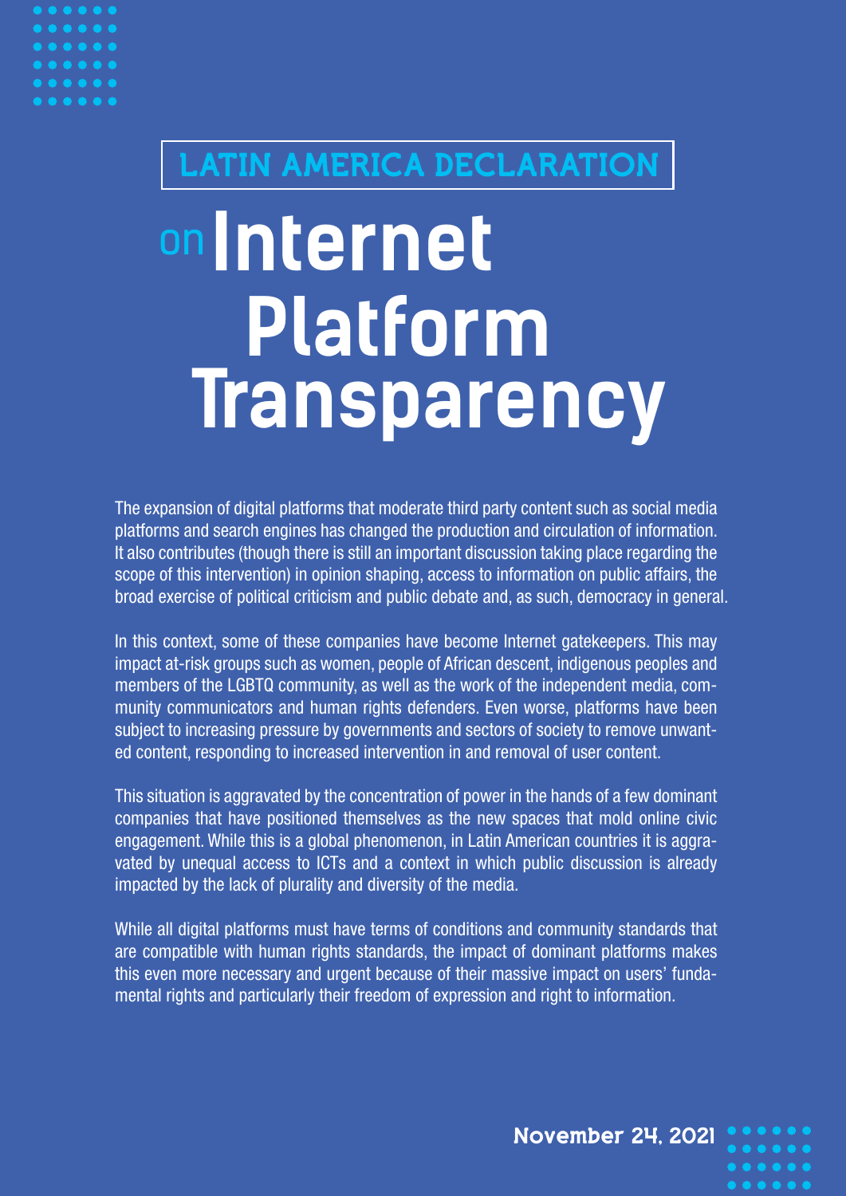## LATIN AMERICA DECLARATION

# on Internet Platform Transparency

The expansion of digital platforms that moderate third party content such as social media platforms and search engines has changed the production and circulation of information. It also contributes (though there is still an important discussion taking place regarding the scope of this intervention) in opinion shaping, access to information on public affairs, the broad exercise of political criticism and public debate and, as such, democracy in general.

In this context, some of these companies have become Internet gatekeepers. This may impact at-risk groups such as women, people of African descent, indigenous peoples and members of the LGBTQ community, as well as the work of the independent media, community communicators and human rights defenders. Even worse, platforms have been subject to increasing pressure by governments and sectors of society to remove unwanted content, responding to increased intervention in and removal of user content.

This situation is aggravated by the concentration of power in the hands of a few dominant companies that have positioned themselves as the new spaces that mold online civic engagement. While this is a global phenomenon, in Latin American countries it is aggravated by unequal access to ICTs and a context in which public discussion is already impacted by the lack of plurality and diversity of the media.

While all digital platforms must have terms of conditions and community standards that are compatible with human rights standards, the impact of dominant platforms makes this even more necessary and urgent because of their massive impact on users' fundamental rights and particularly their freedom of expression and right to information.

**November 24, 2021**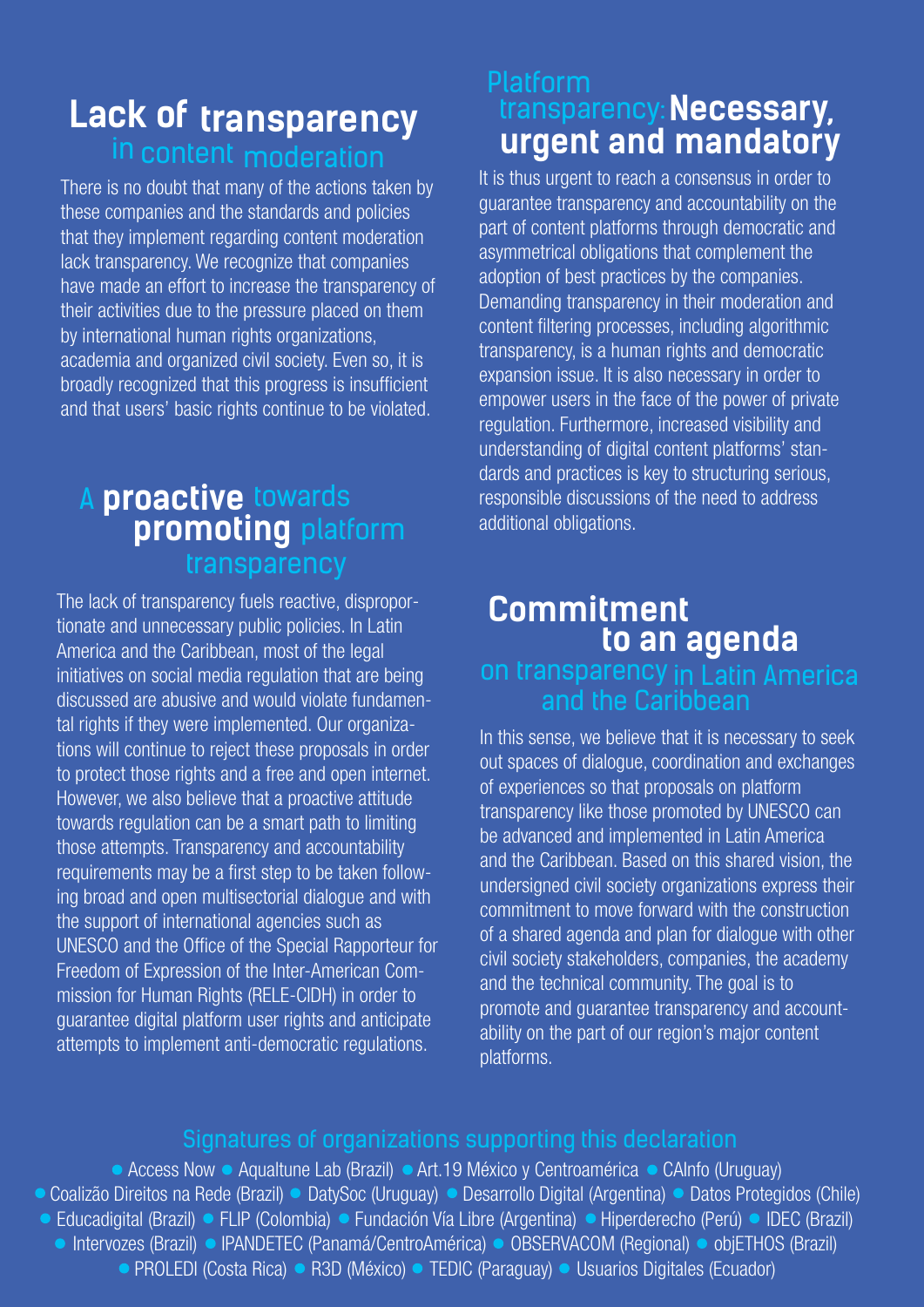## Lack of transparency in content moderation

There is no doubt that many of the actions taken by these companies and the standards and policies that they implement regarding content moderation lack transparency. We recognize that companies have made an effort to increase the transparency of their activities due to the pressure placed on them by international human rights organizations, academia and organized civil society. Even so, it is broadly recognized that this progress is insufficient and that users' basic rights continue to be violated.

## A proactive towards promoting platform transparency

The lack of transparency fuels reactive, disproportionate and unnecessary public policies. In Latin America and the Caribbean, most of the legal initiatives on social media regulation that are being discussed are abusive and would violate fundamental rights if they were implemented. Our organizations will continue to reject these proposals in order to protect those rights and a free and open internet. However, we also believe that a proactive attitude towards regulation can be a smart path to limiting those attempts. Transparency and accountability requirements may be a first step to be taken following broad and open multisectorial dialogue and with the support of international agencies such as UNESCO and the Office of the Special Rapporteur for Freedom of Expression of the Inter-American Commission for Human Rights (RELE-CIDH) in order to guarantee digital platform user rights and anticipate attempts to implement anti-democratic regulations.

## Platform transparency: Necessary, urgent and mandatory

It is thus urgent to reach a consensus in order to guarantee transparency and accountability on the part of content platforms through democratic and asymmetrical obligations that complement the adoption of best practices by the companies. Demanding transparency in their moderation and content filtering processes, including algorithmic transparency, is a human rights and democratic expansion issue. It is also necessary in order to empower users in the face of the power of private regulation. Furthermore, increased visibility and understanding of digital content platforms' standards and practices is key to structuring serious, responsible discussions of the need to address additional obligations.

## Commitment to an agenda on transparency in Latin America and the Caribbean

In this sense, we believe that it is necessary to seek out spaces of dialogue, coordination and exchanges of experiences so that proposals on platform transparency like those promoted by UNESCO can be advanced and implemented in Latin America and the Caribbean. Based on this shared vision, the undersigned civil society organizations express their commitment to move forward with the construction of a shared agenda and plan for dialogue with other civil society stakeholders, companies, the academy and the technical community. The goal is to promote and guarantee transparency and accountability on the part of our region's major content platforms.

### Signatures of organizations supporting this declaration

- Access Now
- Aqualtune Lab (Brazil)
- Art.19 México y Centroamérica
- CAInfo (Uruguay)
- Coalizão Direitos na Rede (Brazil)
- DatySoc (Uruguay)
- Desarrollo Digital (Argentina)
- Datos Protegidos (Chile)
- Educadigital (Brazil)
- FLIP (Colombia)
- Fundación Vía Libre (Argentina)
- Hiperderecho (Perú)
- IDEC (Brazil)
- Intervozes (Brazil)
- IPANDETEC (Panamá/CentroAmérica)
- OBSERVACOM (Regional)
- objETHOS (Brazil)
- PROLEDI (Costa Rica)
- R3D (México)
- TEDIC (Paraguay)
- Usuarios Digitales (Ecuador)